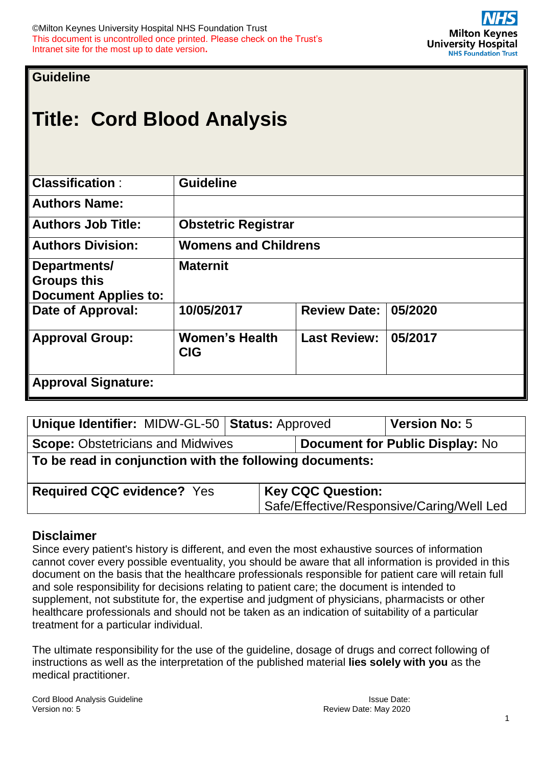©Milton Keynes University Hospital NHS Foundation Trust
This document is uncontrolled once printed. Please check on the Trust's Intranet site for the most up to date version.

**Guideline**

# Title: Cord Blood Analysis

| **Classification** : | **Guideline** | | |
|---|---|---|---|
| **Authors Name:** | | | |
| **Authors Job Title:** | **Obstetric Registrar** | | |
| **Authors Division:** | **Womens and Childrens** | | |
| **Departments/ Groups this Document Applies to:** | **Maternit** | | |
| **Date of Approval:** | **10/05/2017** | **Review Date:** | **05/2020** |
| **Approval Group:** | **Women's Health CIG** | **Last Review:** | **05/2017** |
| **Approval Signature:** | | | |

| **Unique Identifier:** MIDW-GL-50 | **Status:** Approved | **Version No:** 5 |
|---|---|---|
| **Scope:** Obstetricians and Midwives | **Document for Public Display:** No | |
| **To be read in conjunction with the following documents:** | | |
| **Required CQC evidence?** Yes | **Key CQC Question:** Safe/Effective/Responsive/Caring/Well Led | |

## Disclaimer

Since every patient's history is different, and even the most exhaustive sources of information cannot cover every possible eventuality, you should be aware that all information is provided in this document on the basis that the healthcare professionals responsible for patient care will retain full and sole responsibility for decisions relating to patient care; the document is intended to supplement, not substitute for, the expertise and judgment of physicians, pharmacists or other healthcare professionals and should not be taken as an indication of suitability of a particular treatment for a particular individual.

The ultimate responsibility for the use of the guideline, dosage of drugs and correct following of instructions as well as the interpretation of the published material **lies solely with you** as the medical practitioner.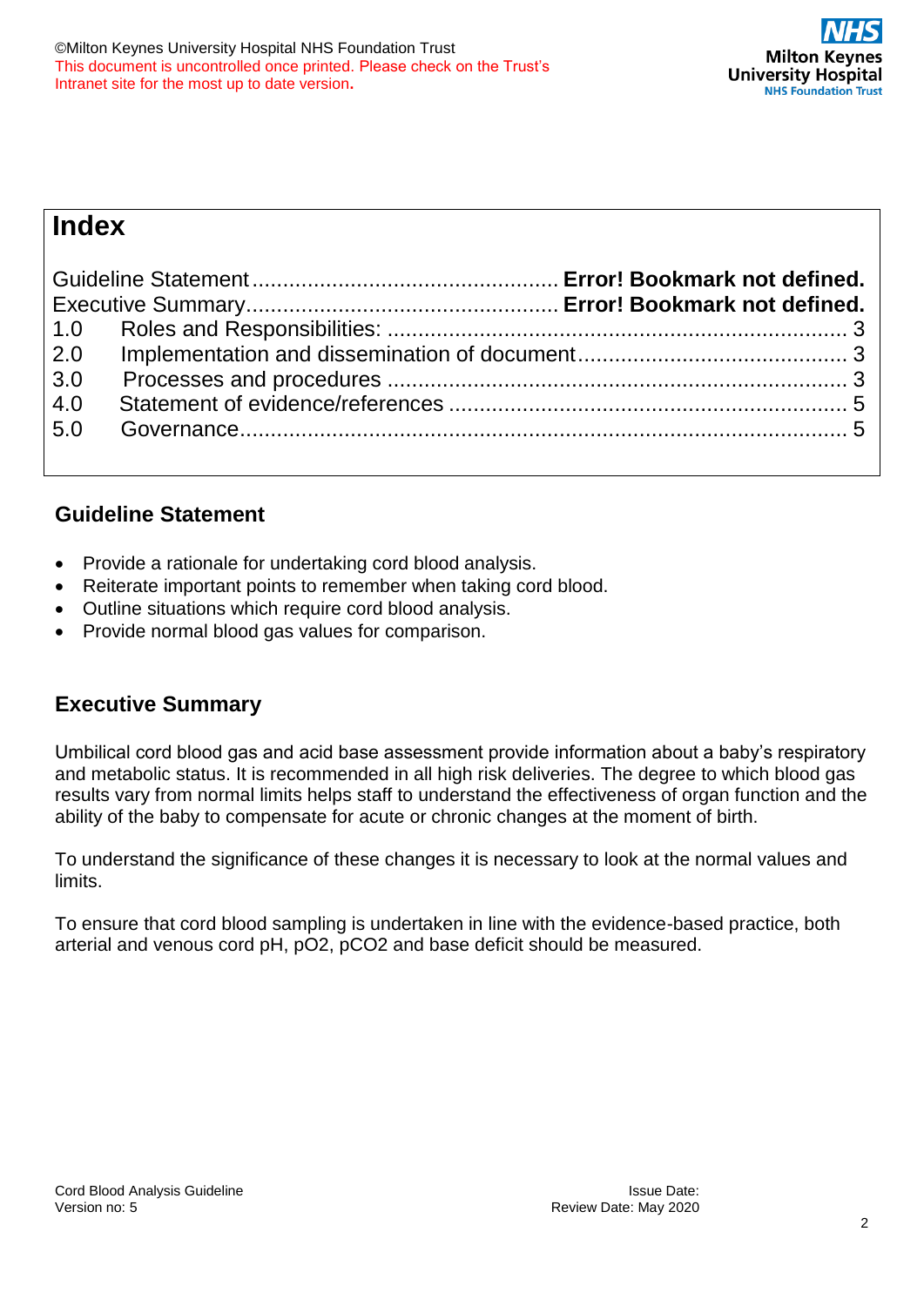## Index

| | |
|---|---|
| Guideline Statement | **Error! Bookmark not defined.** |
| Executive Summary | **Error! Bookmark not defined.** |
| 1.0 Roles and Responsibilities: | 3 |
| 2.0 Implementation and dissemination of document | 3 |
| 3.0 Processes and procedures | 3 |
| 4.0 Statement of evidence/references | 5 |
| 5.0 Governance | 5 |

### Guideline Statement

- Provide a rationale for undertaking cord blood analysis.
- Reiterate important points to remember when taking cord blood.
- Outline situations which require cord blood analysis.
- Provide normal blood gas values for comparison.

### Executive Summary

Umbilical cord blood gas and acid base assessment provide information about a baby's respiratory and metabolic status. It is recommended in all high risk deliveries. The degree to which blood gas results vary from normal limits helps staff to understand the effectiveness of organ function and the ability of the baby to compensate for acute or chronic changes at the moment of birth.

To understand the significance of these changes it is necessary to look at the normal values and limits.

To ensure that cord blood sampling is undertaken in line with the evidence-based practice, both arterial and venous cord pH, $pO_2$, $pCO_2$ and base deficit should be measured.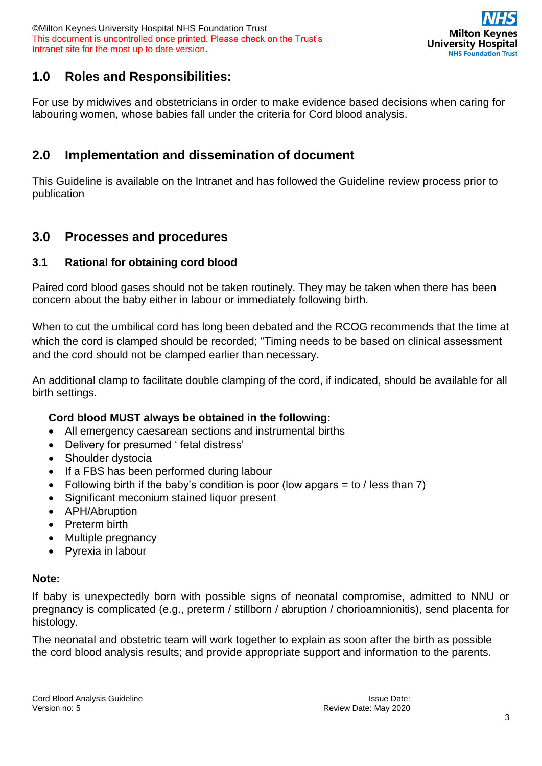## 1.0 Roles and Responsibilities:

For use by midwives and obstetricians in order to make evidence based decisions when caring for labouring women, whose babies fall under the criteria for Cord blood analysis.

## 2.0 Implementation and dissemination of document

This Guideline is available on the Intranet and has followed the Guideline review process prior to publication

## 3.0 Processes and procedures

### 3.1 Rational for obtaining cord blood

Paired cord blood gases should not be taken routinely. They may be taken when there has been concern about the baby either in labour or immediately following birth.

When to cut the umbilical cord has long been debated and the RCOG recommends that the time at which the cord is clamped should be recorded; “Timing needs to be based on clinical assessment and the cord should not be clamped earlier than necessary.

An additional clamp to facilitate double clamping of the cord, if indicated, should be available for all birth settings.

**Cord blood MUST always be obtained in the following:**

- All emergency caesarean sections and instrumental births
- Delivery for presumed ‘ fetal distress’
- Shoulder dystocia
- If a FBS has been performed during labour
- Following birth if the baby’s condition is poor (low apgars = to / less than 7)
- Significant meconium stained liquor present
- APH/Abruption
- Preterm birth
- Multiple pregnancy
- Pyrexia in labour

**Note:**

If baby is unexpectedly born with possible signs of neonatal compromise, admitted to NNU or pregnancy is complicated (e.g., preterm / stillborn / abruption / chorioamnionitis), send placenta for histology.

The neonatal and obstetric team will work together to explain as soon after the birth as possible the cord blood analysis results; and provide appropriate support and information to the parents.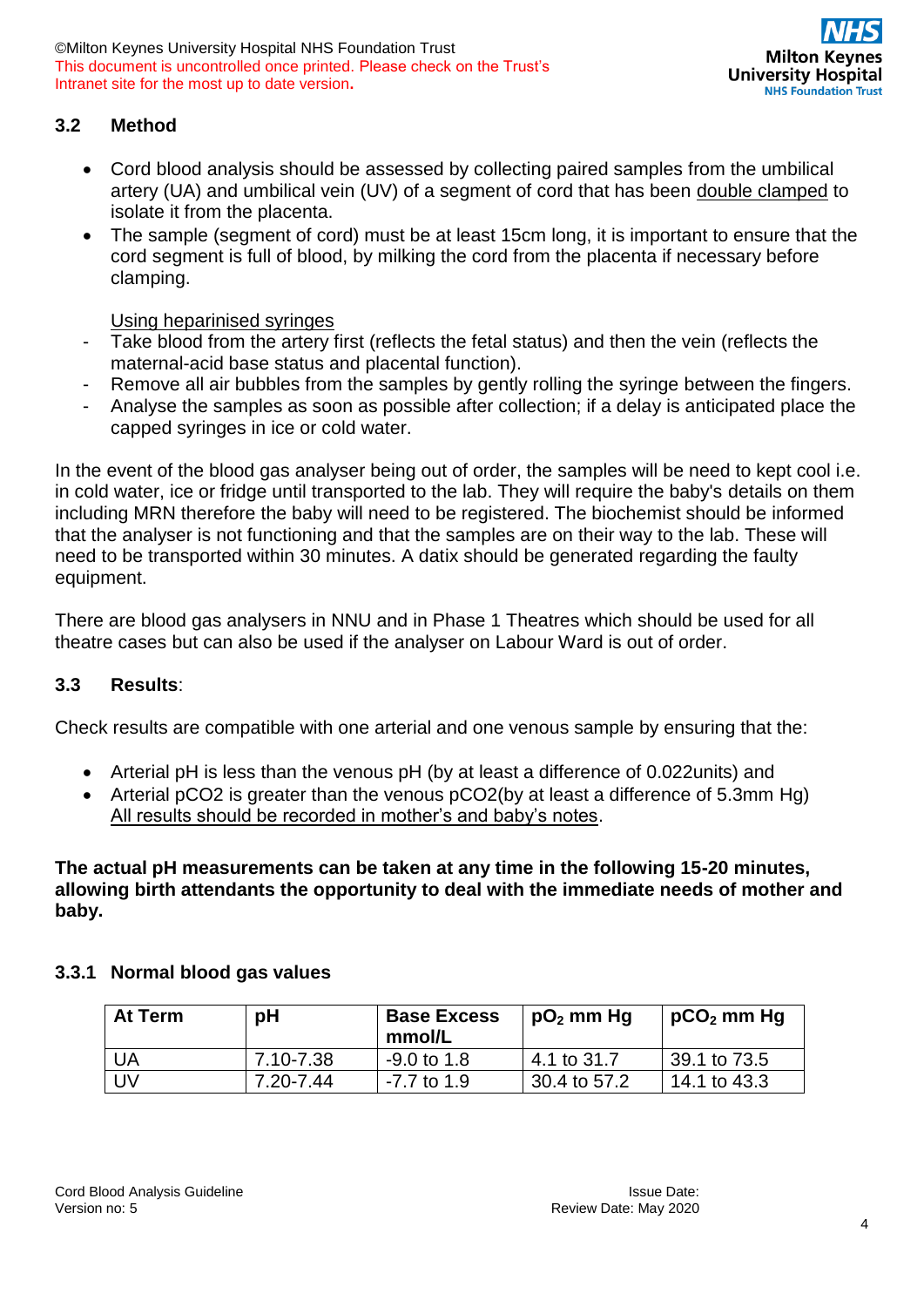### 3.2 Method

- Cord blood analysis should be assessed by collecting paired samples from the umbilical artery (UA) and umbilical vein (UV) of a segment of cord that has been double clamped to isolate it from the placenta.
- The sample (segment of cord) must be at least 15cm long, it is important to ensure that the cord segment is full of blood, by milking the cord from the placenta if necessary before clamping.

Using heparinised syringes

- Take blood from the artery first (reflects the fetal status) and then the vein (reflects the maternal-acid base status and placental function).
- Remove all air bubbles from the samples by gently rolling the syringe between the fingers.
- Analyse the samples as soon as possible after collection; if a delay is anticipated place the capped syringes in ice or cold water.

In the event of the blood gas analyser being out of order, the samples will be need to kept cool i.e. in cold water, ice or fridge until transported to the lab. They will require the baby's details on them including MRN therefore the baby will need to be registered. The biochemist should be informed that the analyser is not functioning and that the samples are on their way to the lab. These will need to be transported within 30 minutes. A datix should be generated regarding the faulty equipment.

There are blood gas analysers in NNU and in Phase 1 Theatres which should be used for all theatre cases but can also be used if the analyser on Labour Ward is out of order.

### 3.3 Results:

Check results are compatible with one arterial and one venous sample by ensuring that the:

- Arterial pH is less than the venous pH (by at least a difference of 0.022units) and
- Arterial pCO2 is greater than the venous pCO2(by at least a difference of 5.3mm Hg)
  All results should be recorded in mother's and baby's notes.

**The actual pH measurements can be taken at any time in the following 15-20 minutes, allowing birth attendants the opportunity to deal with the immediate needs of mother and baby.**

#### 3.3.1 Normal blood gas values

| At Term | pH | Base Excess mmol/L | $pO_2$ mm Hg | $pCO_2$ mm Hg |
|---|---|---|---|---|
| UA | 7.10-7.38 | -9.0 to 1.8 | 4.1 to 31.7 | 39.1 to 73.5 |
| UV | 7.20-7.44 | -7.7 to 1.9 | 30.4 to 57.2 | 14.1 to 43.3 |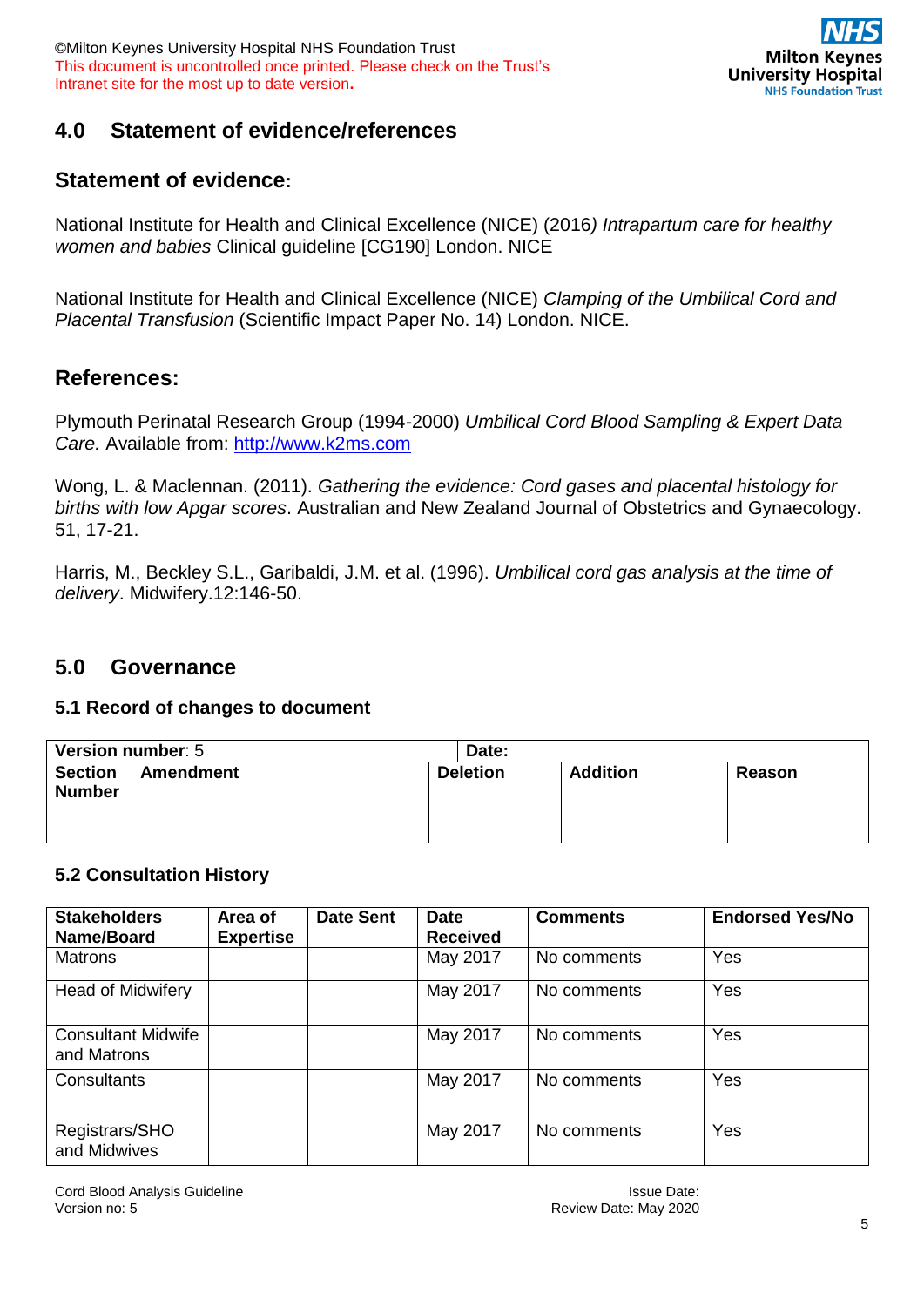## 4.0 Statement of evidence/references

### Statement of evidence:

National Institute for Health and Clinical Excellence (NICE) (2016*) Intrapartum care for healthy women and babies* Clinical guideline [CG190] London. NICE

National Institute for Health and Clinical Excellence (NICE) *Clamping of the Umbilical Cord and Placental Transfusion* (Scientific Impact Paper No. 14) London. NICE.

### References:

Plymouth Perinatal Research Group (1994-2000) *Umbilical Cord Blood Sampling & Expert Data Care.* Available from: http://www.k2ms.com

Wong, L. & Maclennan. (2011). *Gathering the evidence: Cord gases and placental histology for births with low Apgar scores*. Australian and New Zealand Journal of Obstetrics and Gynaecology. 51, 17-21.

Harris, M., Beckley S.L., Garibaldi, J.M. et al. (1996). *Umbilical cord gas analysis at the time of delivery*. Midwifery.12:146-50.

## 5.0 Governance

### 5.1 Record of changes to document

| **Version number**: 5 | | **Date:** | | |
|---|---|---|---|---|
| **Section Number** | **Amendment** | **Deletion** | **Addition** | **Reason** |
| | | | | |
| | | | | |

### 5.2 Consultation History

| Stakeholders Name/Board | Area of Expertise | Date Sent | Date Received | Comments | Endorsed Yes/No |
|---|---|---|---|---|---|
| Matrons | | | May 2017 | No comments | Yes |
| Head of Midwifery | | | May 2017 | No comments | Yes |
| Consultant Midwife and Matrons | | | May 2017 | No comments | Yes |
| Consultants | | | May 2017 | No comments | Yes |
| Registrars/SHO and Midwives | | | May 2017 | No comments | Yes |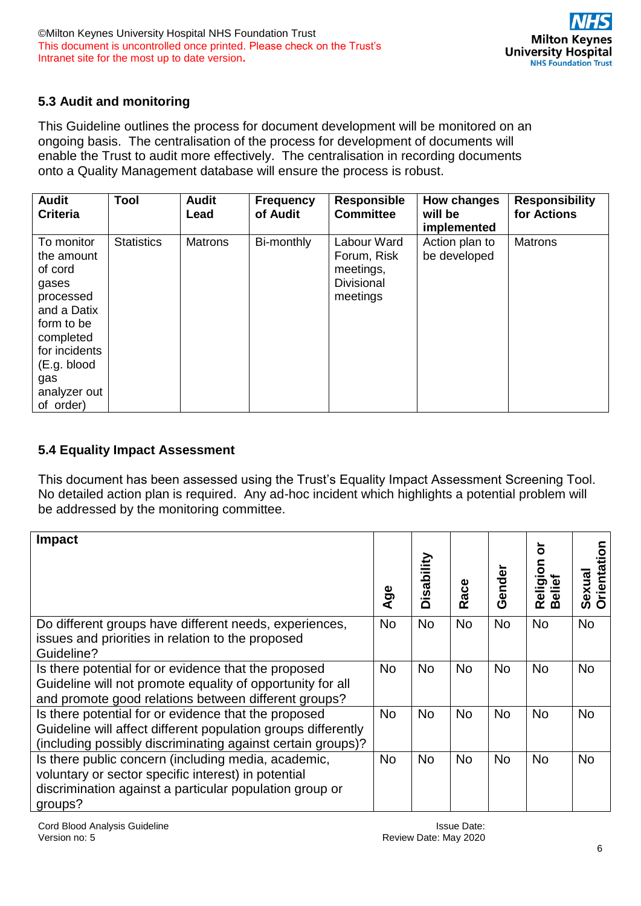### 5.3 Audit and monitoring

This Guideline outlines the process for document development will be monitored on an ongoing basis. The centralisation of the process for development of documents will enable the Trust to audit more effectively. The centralisation in recording documents onto a Quality Management database will ensure the process is robust.

| Audit Criteria | Tool | Audit Lead | Frequency of Audit | Responsible Committee | How changes will be implemented | Responsibility for Actions |
|---|---|---|---|---|---|---|
| To monitor the amount of cord gases processed and a Datix form to be completed for incidents (E.g. blood gas analyzer out of order) | Statistics | Matrons | Bi-monthly | Labour Ward Forum, Risk meetings, Divisional meetings | Action plan to be developed | Matrons |

### 5.4 Equality Impact Assessment

This document has been assessed using the Trust's Equality Impact Assessment Screening Tool. No detailed action plan is required. Any ad-hoc incident which highlights a potential problem will be addressed by the monitoring committee.

| Impact | Age | Disability | Race | Gender | Religion or Belief | Sexual Orientation |
|---|---|---|---|---|---|---|
| Do different groups have different needs, experiences, issues and priorities in relation to the proposed Guideline? | No | No | No | No | No | No |
| Is there potential for or evidence that the proposed Guideline will not promote equality of opportunity for all and promote good relations between different groups? | No | No | No | No | No | No |
| Is there potential for or evidence that the proposed Guideline will affect different population groups differently (including possibly discriminating against certain groups)? | No | No | No | No | No | No |
| Is there public concern (including media, academic, voluntary or sector specific interest) in potential discrimination against a particular population group or groups? | No | No | No | No | No | No |